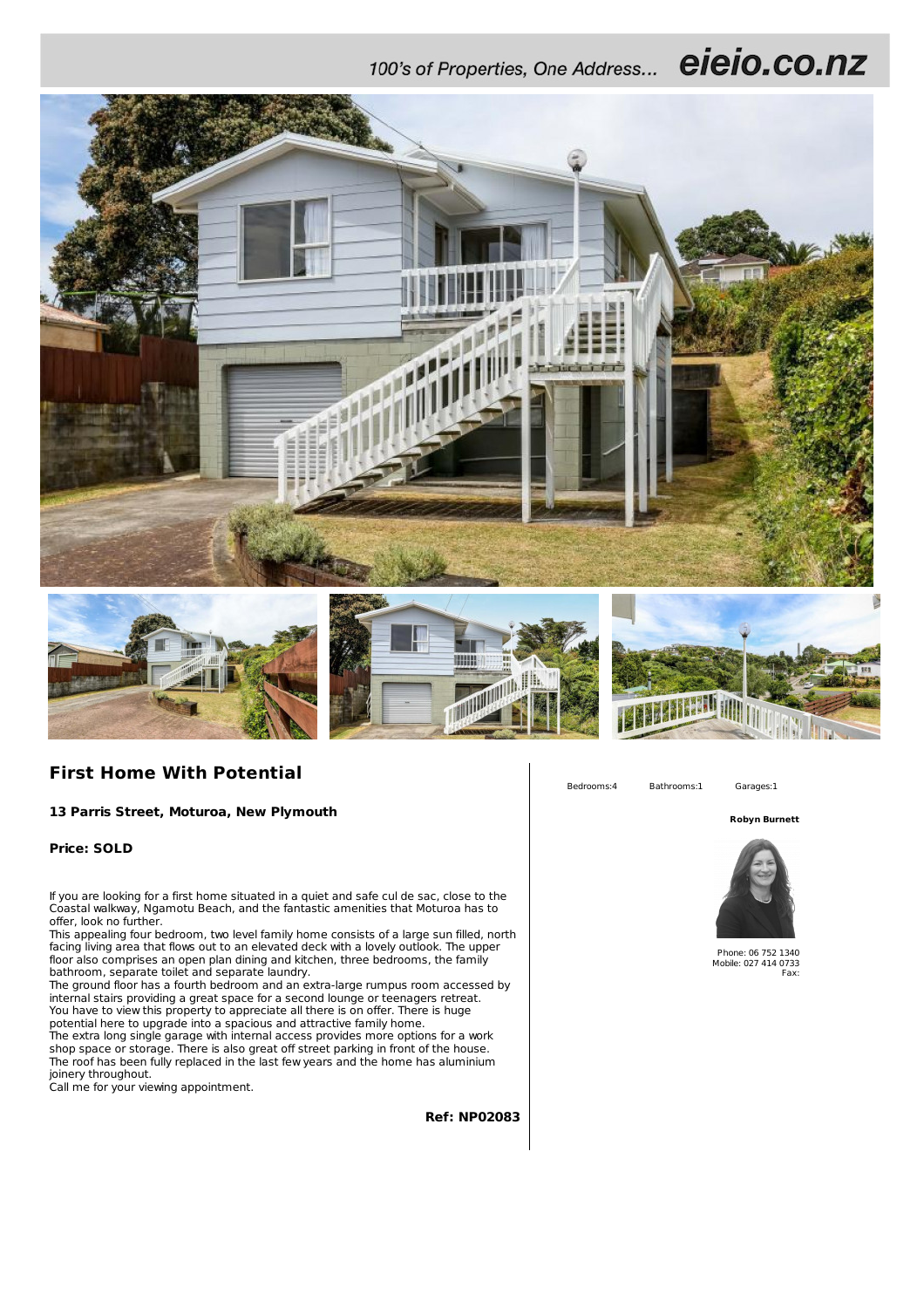100's of Properties, One Address... **eieio.co.nz**

## First Home With Potential

**13 Parris Street, Moturoa, New Plymouth**

**Price: SOLD**

If you are looking for a first home situated in a quiet and safe cul de sac, close to the Coastal walkway, Ngamotu Beach, and the fantastic amenities that Moturoa has to offer, look no further.
This appealing four bedroom, two level family home consists of a large sun filled, north facing living area that flows out to an elevated deck with a lovely outlook. The upper floor also comprises an open plan dining and kitchen, three bedrooms, the family bathroom, separate toilet and separate laundry.
The ground floor has a fourth bedroom and an extra-large rumpus room accessed by internal stairs providing a great space for a second lounge or teenagers retreat.
You have to view this property to appreciate all there is on offer. There is huge potential here to upgrade into a spacious and attractive family home.
The extra long single garage with internal access provides more options for a work shop space or storage. There is also great off street parking in front of the house.
The roof has been fully replaced in the last few years and the home has aluminium joinery throughout.
Call me for your viewing appointment.

**Ref: NP02083**

Bedrooms:4 Bathrooms:1 Garages:1

**Robyn Burnett**

Phone: 06 752 1340
Mobile: 027 414 0733
Fax: